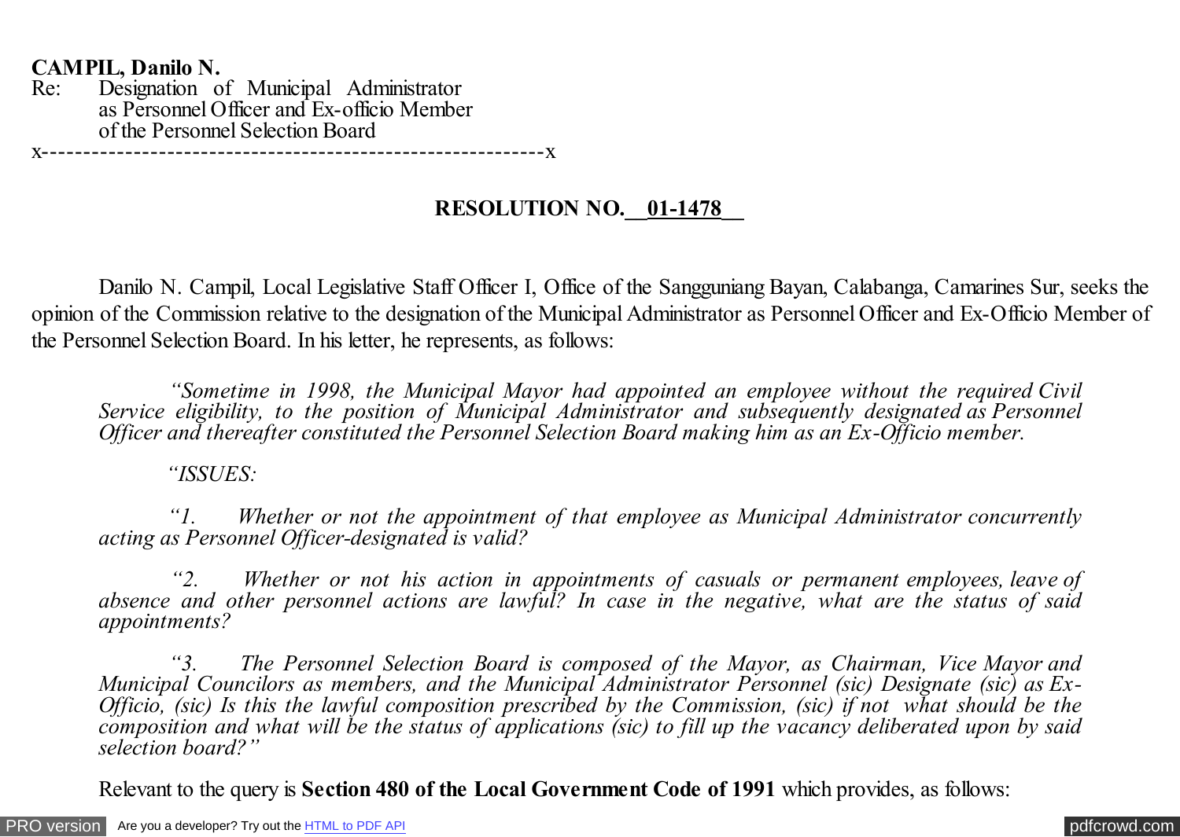**CAMPIL, Danilo N.**
Re: Designation of Municipal Administrator as Personnel Officer and Ex-officio Member of the Personnel Selection Board

x-----------------------------------------------------------x

**RESOLUTION NO. __01-1478__**

Danilo N. Campil, Local Legislative Staff Officer I, Office of the Sangguniang Bayan, Calabanga, Camarines Sur, seeks the opinion of the Commission relative to the designation of the Municipal Administrator as Personnel Officer and Ex-Officio Member of the Personnel Selection Board. In his letter, he represents, as follows:

> *"Sometime in 1998, the Municipal Mayor had appointed an employee without the required Civil Service eligibility, to the position of Municipal Administrator and subsequently designated as Personnel Officer and thereafter constituted the Personnel Selection Board making him as an Ex-Officio member.*
>
> *"ISSUES:*
>
> *"1. Whether or not the appointment of that employee as Municipal Administrator concurrently acting as Personnel Officer-designated is valid?*
>
> *"2. Whether or not his action in appointments of casuals or permanent employees, leave of absence and other personnel actions are lawful? In case in the negative, what are the status of said appointments?*
>
> *"3. The Personnel Selection Board is composed of the Mayor, as Chairman, Vice Mayor and Municipal Councilors as members, and the Municipal Administrator Personnel (sic) Designate (sic) as Ex-Officio, (sic) Is this the lawful composition prescribed by the Commission, (sic) if not what should be the composition and what will be the status of applications (sic) to fill up the vacancy deliberated upon by said selection board?"*

Relevant to the query is **Section 480 of the Local Government Code of 1991** which provides, as follows: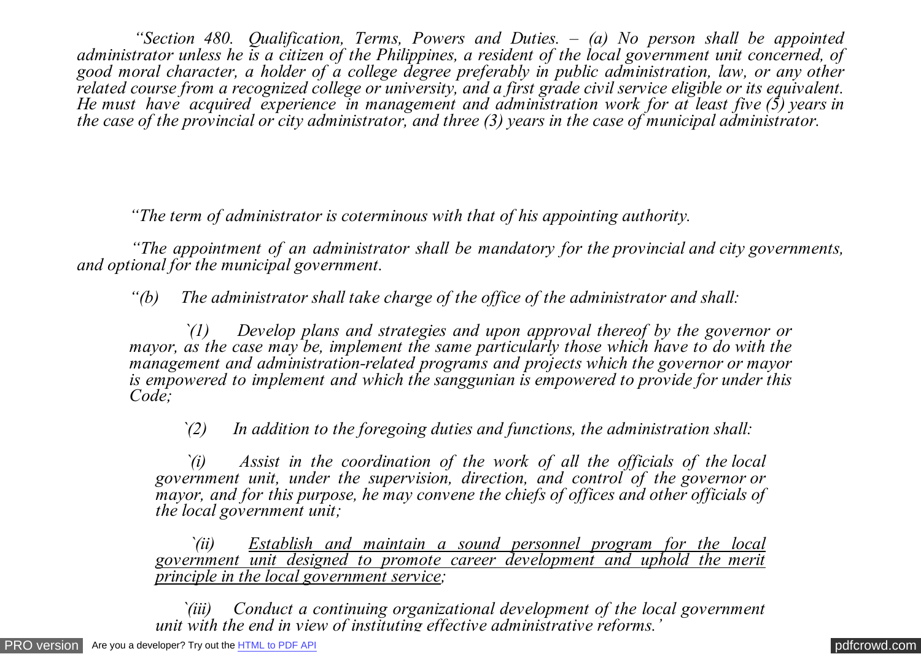*"Section 480. Qualification, Terms, Powers and Duties. – (a) No person shall be appointed administrator unless he is a citizen of the Philippines, a resident of the local government unit concerned, of good moral character, a holder of a college degree preferably in public administration, law, or any other related course from a recognized college or university, and a first grade civil service eligible or its equivalent. He must have acquired experience in management and administration work for at least five (5) years in the case of the provincial or city administrator, and three (3) years in the case of municipal administrator.*

*"The term of administrator is coterminous with that of his appointing authority.*

*"The appointment of an administrator shall be mandatory for the provincial and city governments, and optional for the municipal government.*

*"(b) The administrator shall take charge of the office of the administrator and shall:*

*`(1) Develop plans and strategies and upon approval thereof by the governor or mayor, as the case may be, implement the same particularly those which have to do with the management and administration-related programs and projects which the governor or mayor is empowered to implement and which the sanggunian is empowered to provide for under this Code;*

*`(2) In addition to the foregoing duties and functions, the administration shall:*

*`(i) Assist in the coordination of the work of all the officials of the local government unit, under the supervision, direction, and control of the governor or mayor, and for this purpose, he may convene the chiefs of offices and other officials of the local government unit;*

*`(ii) <u>Establish and maintain a sound personnel program for the local government unit designed to promote career development and uphold the merit principle in the local government service</u>;*

*`(iii) Conduct a continuing organizational development of the local government unit with the end in view of instituting effective administrative reforms.'*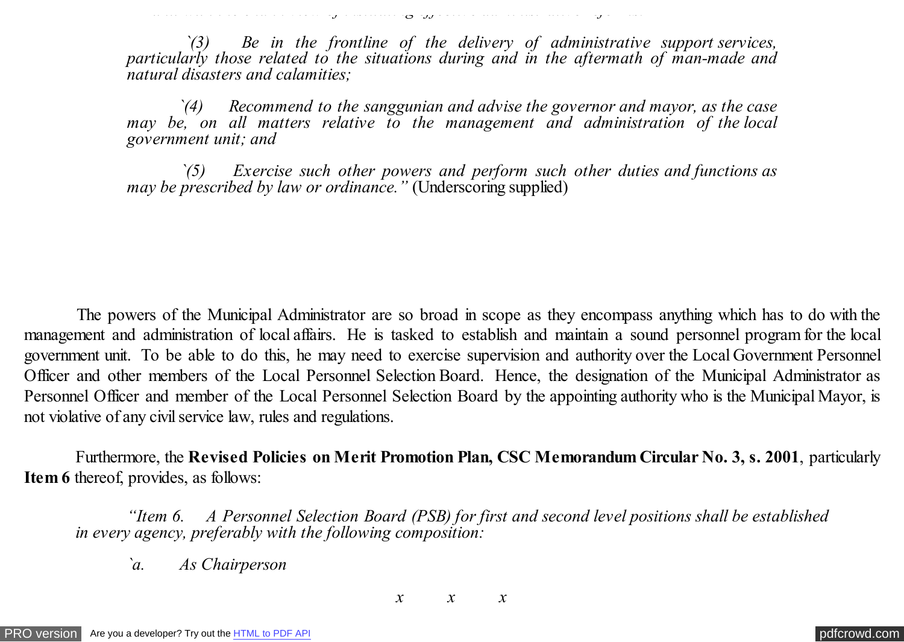*`(3) Be in the frontline of the delivery of administrative support services, particularly those related to the situations during and in the aftermath of man-made and natural disasters and calamities;*

*`(4) Recommend to the sanggunian and advise the governor and mayor, as the case may be, on all matters relative to the management and administration of the local government unit; and*

*`(5) Exercise such other powers and perform such other duties and functions as may be prescribed by law or ordinance."* (Underscoring supplied)

The powers of the Municipal Administrator are so broad in scope as they encompass anything which has to do with the management and administration of local affairs. He is tasked to establish and maintain a sound personnel program for the local government unit. To be able to do this, he may need to exercise supervision and authority over the Local Government Personnel Officer and other members of the Local Personnel Selection Board. Hence, the designation of the Municipal Administrator as Personnel Officer and member of the Local Personnel Selection Board by the appointing authority who is the Municipal Mayor, is not violative of any civil service law, rules and regulations.

Furthermore, the **Revised Policies on Merit Promotion Plan, CSC Memorandum Circular No. 3, s. 2001**, particularly **Item 6** thereof, provides, as follows:

*"Item 6. A Personnel Selection Board (PSB) for first and second level positions shall be established in every agency, preferably with the following composition:*

*`a. As Chairperson*

*x x x*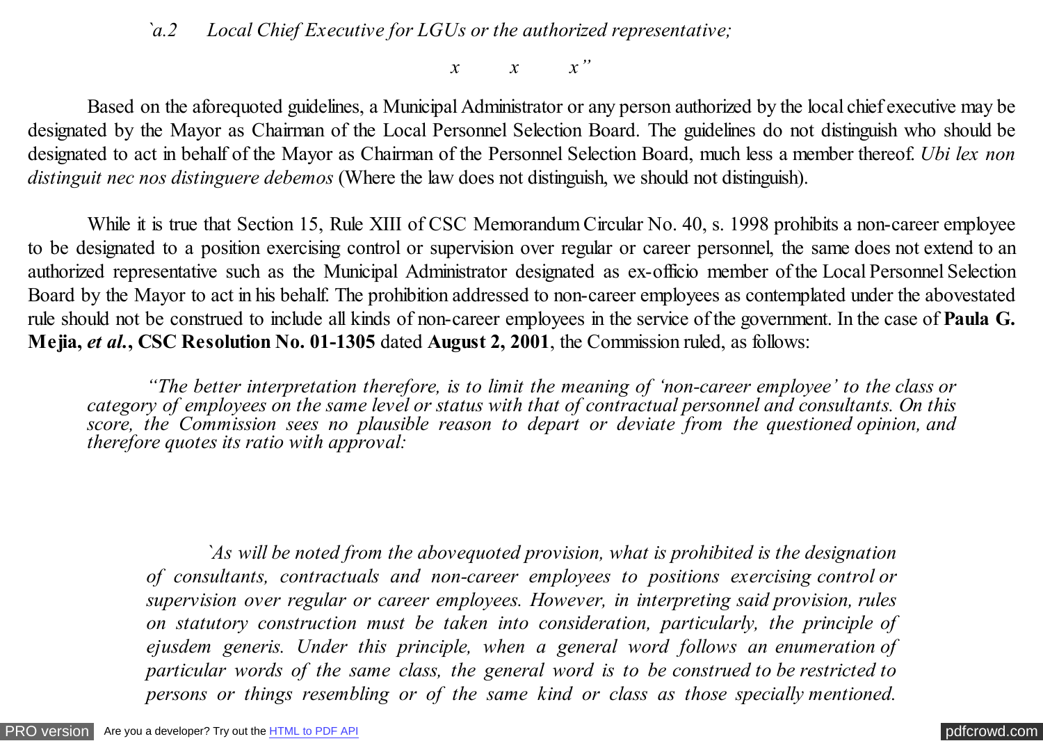*`a.2 Local Chief Executive for LGUs or the authorized representative;*

*x x x"*

Based on the aforequoted guidelines, a Municipal Administrator or any person authorized by the local chief executive may be designated by the Mayor as Chairman of the Local Personnel Selection Board. The guidelines do not distinguish who should be designated to act in behalf of the Mayor as Chairman of the Personnel Selection Board, much less a member thereof. *Ubi lex non distinguit nec nos distinguere debemos* (Where the law does not distinguish, we should not distinguish).

While it is true that Section 15, Rule XIII of CSC Memorandum Circular No. 40, s. 1998 prohibits a non-career employee to be designated to a position exercising control or supervision over regular or career personnel, the same does not extend to an authorized representative such as the Municipal Administrator designated as ex-officio member of the Local Personnel Selection Board by the Mayor to act in his behalf. The prohibition addressed to non-career employees as contemplated under the abovestated rule should not be construed to include all kinds of non-career employees in the service of the government. In the case of **Paula G. Mejia, *et al.*, CSC Resolution No. 01-1305** dated **August 2, 2001**, the Commission ruled, as follows:

> *"The better interpretation therefore, is to limit the meaning of 'non-career employee' to the class or category of employees on the same level or status with that of contractual personnel and consultants. On this score, the Commission sees no plausible reason to depart or deviate from the questioned opinion, and therefore quotes its ratio with approval:*
>
> > *`As will be noted from the abovequoted provision, what is prohibited is the designation of consultants, contractuals and non-career employees to positions exercising control or supervision over regular or career employees. However, in interpreting said provision, rules on statutory construction must be taken into consideration, particularly, the principle of ejusdem generis. Under this principle, when a general word follows an enumeration of particular words of the same class, the general word is to be construed to be restricted to persons or things resembling or of the same kind or class as those specially mentioned.*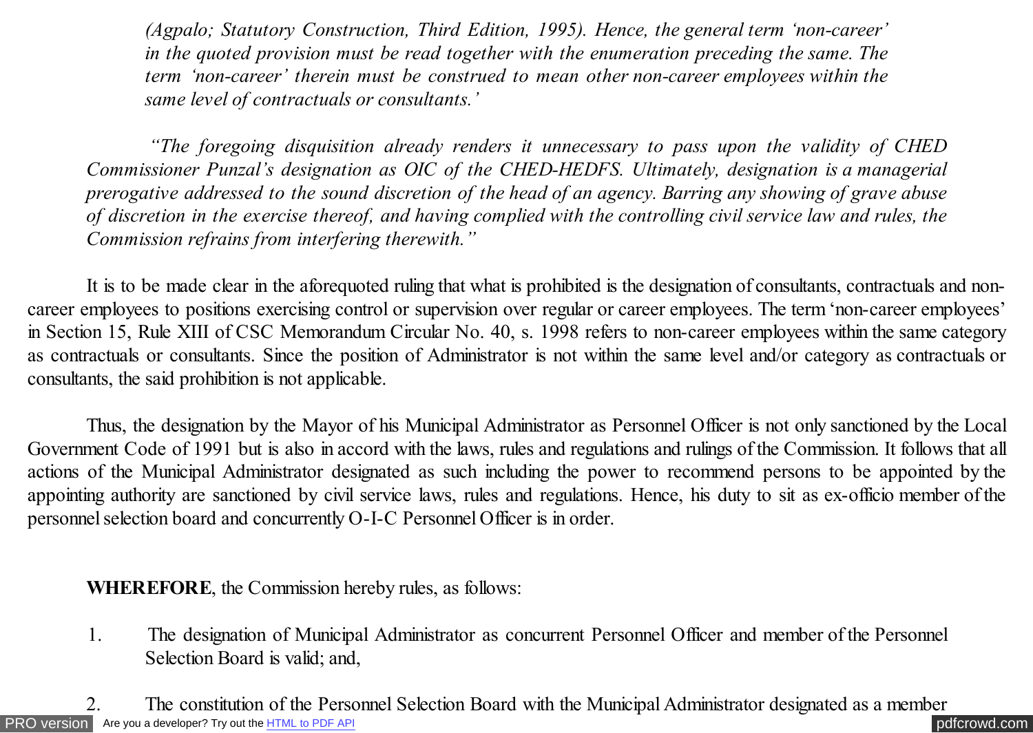*(Agpalo; Statutory Construction, Third Edition, 1995). Hence, the general term 'non-career' in the quoted provision must be read together with the enumeration preceding the same. The term 'non-career' therein must be construed to mean other non-career employees within the same level of contractuals or consultants.'*

*"The foregoing disquisition already renders it unnecessary to pass upon the validity of CHED Commissioner Punzal's designation as OIC of the CHED-HEDFS. Ultimately, designation is a managerial prerogative addressed to the sound discretion of the head of an agency. Barring any showing of grave abuse of discretion in the exercise thereof, and having complied with the controlling civil service law and rules, the Commission refrains from interfering therewith."*

It is to be made clear in the aforequoted ruling that what is prohibited is the designation of consultants, contractuals and non-career employees to positions exercising control or supervision over regular or career employees. The term 'non-career employees' in Section 15, Rule XIII of CSC Memorandum Circular No. 40, s. 1998 refers to non-career employees within the same category as contractuals or consultants. Since the position of Administrator is not within the same level and/or category as contractuals or consultants, the said prohibition is not applicable.

Thus, the designation by the Mayor of his Municipal Administrator as Personnel Officer is not only sanctioned by the Local Government Code of 1991 but is also in accord with the laws, rules and regulations and rulings of the Commission. It follows that all actions of the Municipal Administrator designated as such including the power to recommend persons to be appointed by the appointing authority are sanctioned by civil service laws, rules and regulations. Hence, his duty to sit as ex-officio member of the personnel selection board and concurrently O-I-C Personnel Officer is in order.

**WHEREFORE**, the Commission hereby rules, as follows:

1. The designation of Municipal Administrator as concurrent Personnel Officer and member of the Personnel Selection Board is valid; and,

2. The constitution of the Personnel Selection Board with the Municipal Administrator designated as a member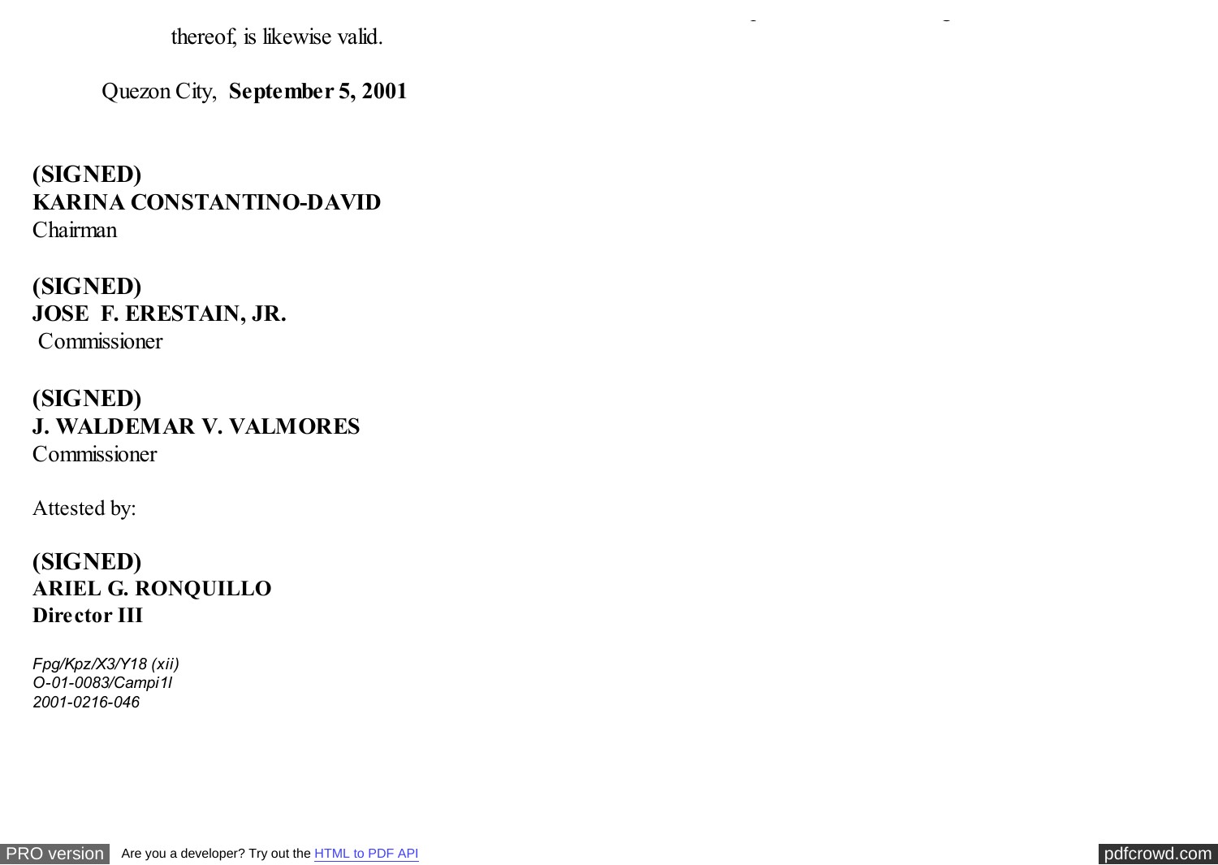thereof, is likewise valid.

Quezon City, **September 5, 2001**

**(SIGNED)**
**KARINA CONSTANTINO-DAVID**
Chairman

**(SIGNED)**
**JOSE F. ERESTAIN, JR.**
Commissioner

**(SIGNED)**
**J. WALDEMAR V. VALMORES**
Commissioner

Attested by:

**(SIGNED)**
**ARIEL G. RONQUILLO**
**Director III**

*Fpg/Kpz/X3/Y18 (xii)*
*O-01-0083/Campi1l*
*2001-0216-046*